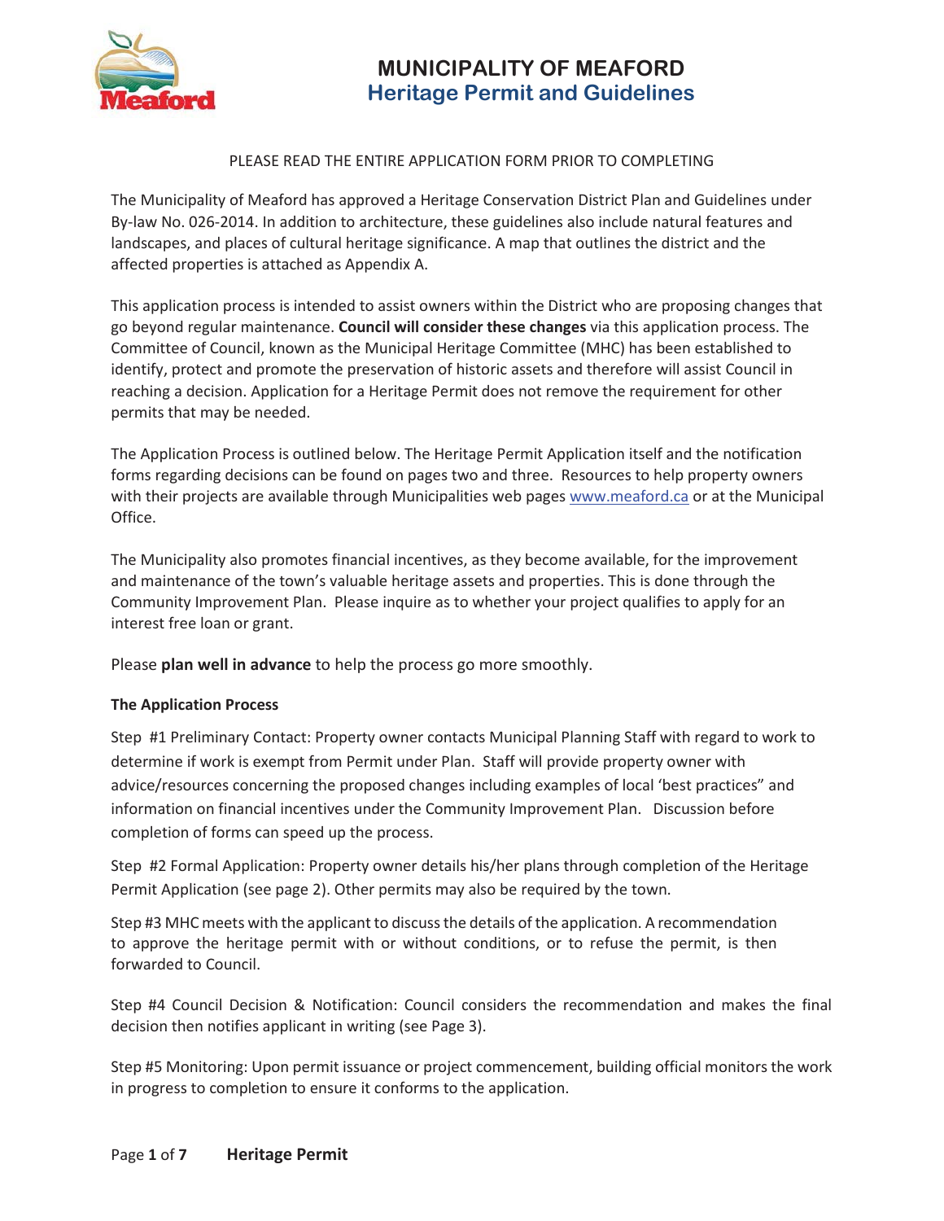# MUNICIPALITY OF MEAFORD

## Heritage Permit and Guidelines

PLEASE READ THE ENTIRE APPLICATION FORM PRIOR TO COMPLETING

The Municipality of Meaford has approved a Heritage Conservation District Plan and Guidelines under By-law No. 026-2014. In addition to architecture, these guidelines also include natural features and landscapes, and places of cultural heritage significance. A map that outlines the district and the affected properties is attached as Appendix A.

This application process is intended to assist owners within the District who are proposing changes that go beyond regular maintenance. **Council will consider these changes** via this application process. The Committee of Council, known as the Municipal Heritage Committee (MHC) has been established to identify, protect and promote the preservation of historic assets and therefore will assist Council in reaching a decision. Application for a Heritage Permit does not remove the requirement for other permits that may be needed.

The Application Process is outlined below. The Heritage Permit Application itself and the notification forms regarding decisions can be found on pages two and three. Resources to help property owners with their projects are available through Municipalities web pages www.meaford.ca or at the Municipal Office.

The Municipality also promotes financial incentives, as they become available, for the improvement and maintenance of the town's valuable heritage assets and properties. This is done through the Community Improvement Plan. Please inquire as to whether your project qualifies to apply for an interest free loan or grant.

Please **plan well in advance** to help the process go more smoothly.

### The Application Process

Step #1 Preliminary Contact: Property owner contacts Municipal Planning Staff with regard to work to determine if work is exempt from Permit under Plan. Staff will provide property owner with advice/resources concerning the proposed changes including examples of local 'best practices" and information on financial incentives under the Community Improvement Plan. Discussion before completion of forms can speed up the process.

Step #2 Formal Application: Property owner details his/her plans through completion of the Heritage Permit Application (see page 2). Other permits may also be required by the town.

Step #3 MHC meets with the applicant to discuss the details of the application. A recommendation to approve the heritage permit with or without conditions, or to refuse the permit, is then forwarded to Council.

Step #4 Council Decision & Notification: Council considers the recommendation and makes the final decision then notifies applicant in writing (see Page 3).

Step #5 Monitoring: Upon permit issuance or project commencement, building official monitors the work in progress to completion to ensure it conforms to the application.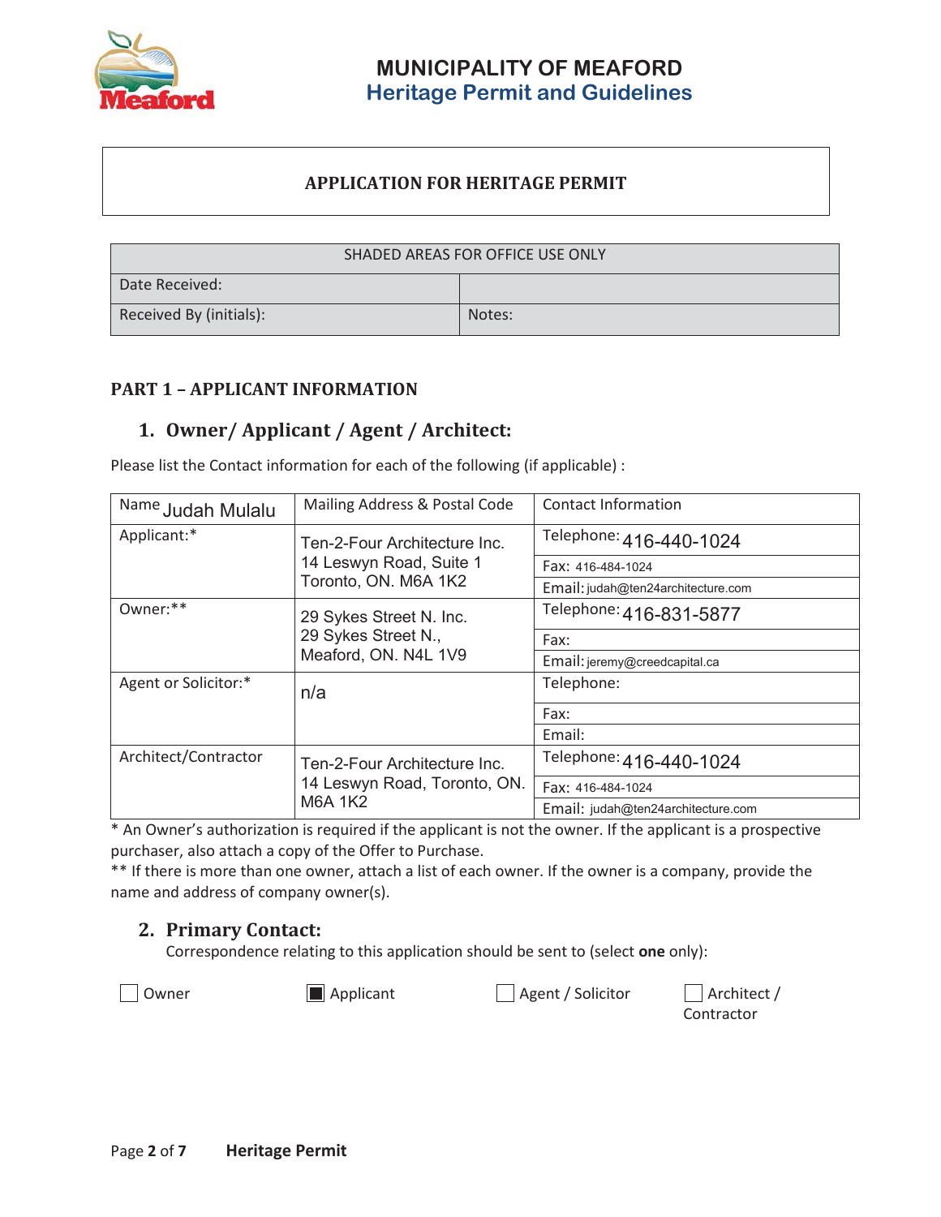# MUNICIPALITY OF MEAFORD
## Heritage Permit and Guidelines

**APPLICATION FOR HERITAGE PERMIT**

| SHADED AREAS FOR OFFICE USE ONLY | |
|---|---|
| Date Received: | |
| Received By (initials): | Notes: |

## PART 1 – APPLICANT INFORMATION

### 1. Owner/ Applicant / Agent / Architect:

Please list the Contact information for each of the following (if applicable) :

| Name Judah Mulalu | Mailing Address & Postal Code | Contact Information |
|---|---|---|
| Applicant:* | Ten-2-Four Architecture Inc. 14 Leswyn Road, Suite 1 Toronto, ON. M6A 1K2 | Telephone: 416-440-1024 |
| | | Fax: 416-484-1024 |
| | | Email: judah@ten24architecture.com |
| Owner:** | 29 Sykes Street N. Inc. 29 Sykes Street N., Meaford, ON. N4L 1V9 | Telephone: 416-831-5877 |
| | | Fax: |
| | | Email: jeremy@creedcapital.ca |
| Agent or Solicitor:* | n/a | Telephone: |
| | | Fax: |
| | | Email: |
| Architect/Contractor | Ten-2-Four Architecture Inc. 14 Leswyn Road, Toronto, ON. M6A 1K2 | Telephone: 416-440-1024 |
| | | Fax: 416-484-1024 |
| | | Email: judah@ten24architecture.com |

* An Owner's authorization is required if the applicant is not the owner. If the applicant is a prospective purchaser, also attach a copy of the Offer to Purchase.

** If there is more than one owner, attach a list of each owner. If the owner is a company, provide the name and address of company owner(s).

### 2. Primary Contact:

Correspondence relating to this application should be sent to (select **one** only):

☐ Owner ☒ Applicant ☐ Agent / Solicitor ☐ Architect / Contractor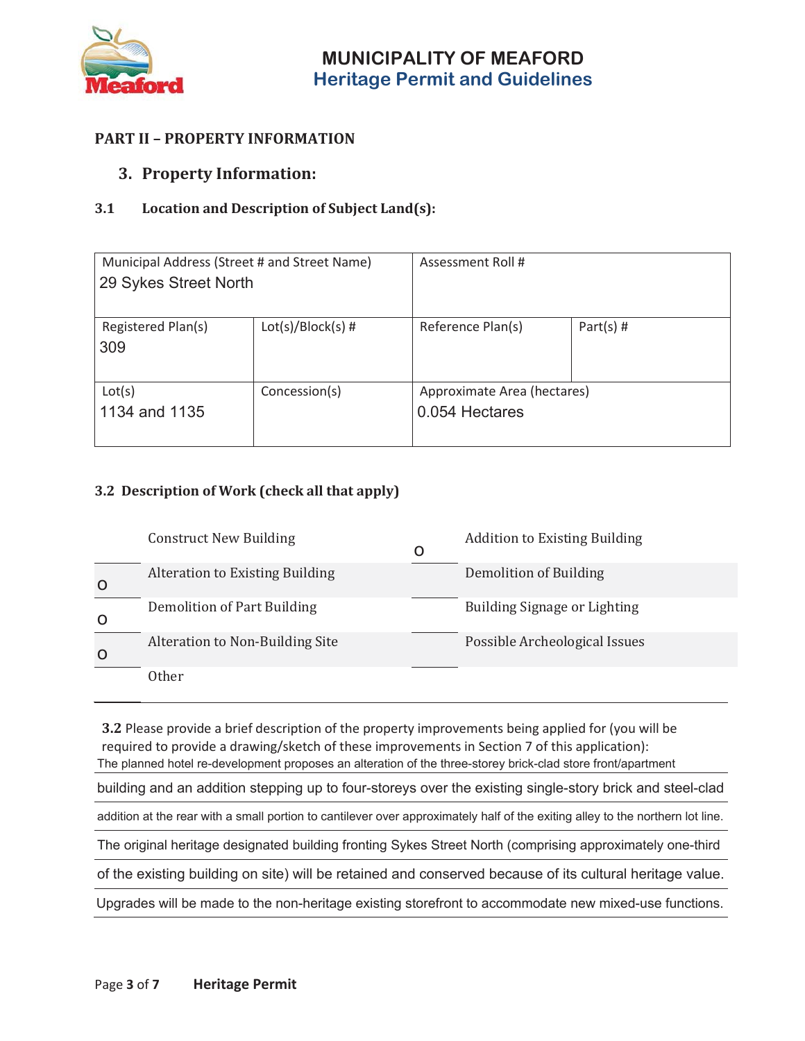## PART II – PROPERTY INFORMATION

### 3. Property Information:

#### 3.1 Location and Description of Subject Land(s):

| Municipal Address (Street # and Street Name) | | Assessment Roll # | |
|---|---|---|---|
| 29 Sykes Street North | | | |
| **Registered Plan(s)** | **Lot(s)/Block(s) #** | **Reference Plan(s)** | **Part(s) #** |
| 309 | | | |
| **Lot(s)** | **Concession(s)** | **Approximate Area (hectares)** | |
| 1134 and 1135 | | 0.054 Hectares | |

#### 3.2 Description of Work (check all that apply)

| | | | |
|---|---|---|---|
| | Construct New Building | O | Addition to Existing Building |
| O | Alteration to Existing Building | | Demolition of Building |
| O | Demolition of Part Building | | Building Signage or Lighting |
| O | Alteration to Non-Building Site | | Possible Archeological Issues |
| | Other | | |

**3.2** Please provide a brief description of the property improvements being applied for (you will be required to provide a drawing/sketch of these improvements in Section 7 of this application):

The planned hotel re-development proposes an alteration of the three-storey brick-clad store front/apartment building and an addition stepping up to four-storeys over the existing single-story brick and steel-clad addition at the rear with a small portion to cantilever over approximately half of the exiting alley to the northern lot line. The original heritage designated building fronting Sykes Street North (comprising approximately one-third of the existing building on site) will be retained and conserved because of its cultural heritage value. Upgrades will be made to the non-heritage existing storefront to accommodate new mixed-use functions.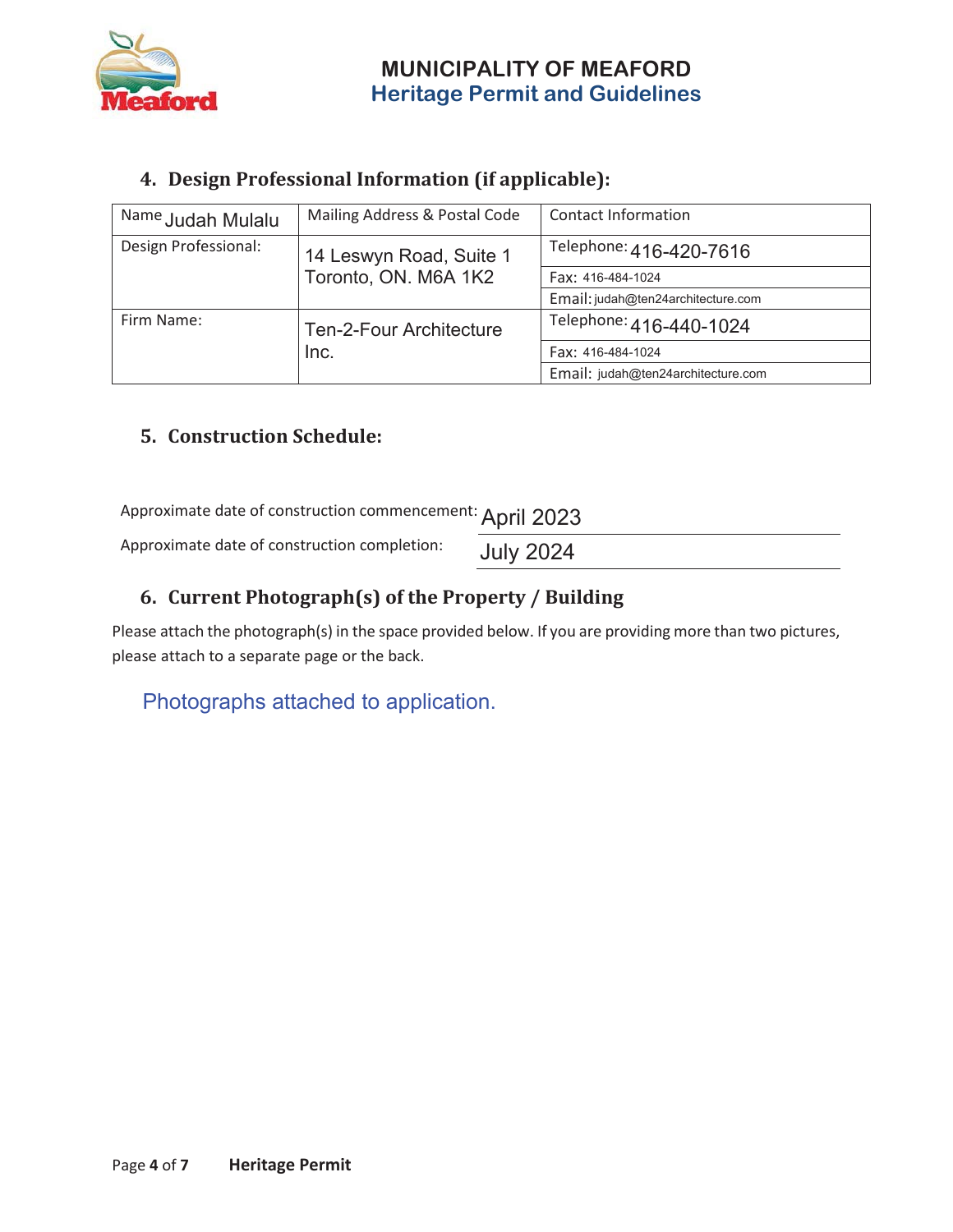## 4. Design Professional Information (if applicable):

| Name Judah Mulalu | Mailing Address & Postal Code | Contact Information |
|---|---|---|
| Design Professional: | 14 Leswyn Road, Suite 1 Toronto, ON. M6A 1K2 | Telephone: 416-420-7616 |
| | | Fax: 416-484-1024 |
| | | Email: judah@ten24architecture.com |
| Firm Name: | Ten-2-Four Architecture Inc. | Telephone: 416-440-1024 |
| | | Fax: 416-484-1024 |
| | | Email: judah@ten24architecture.com |

## 5. Construction Schedule:

Approximate date of construction commencement: April 2023

Approximate date of construction completion: July 2024

## 6. Current Photograph(s) of the Property / Building

Please attach the photograph(s) in the space provided below. If you are providing more than two pictures, please attach to a separate page or the back.

Photographs attached to application.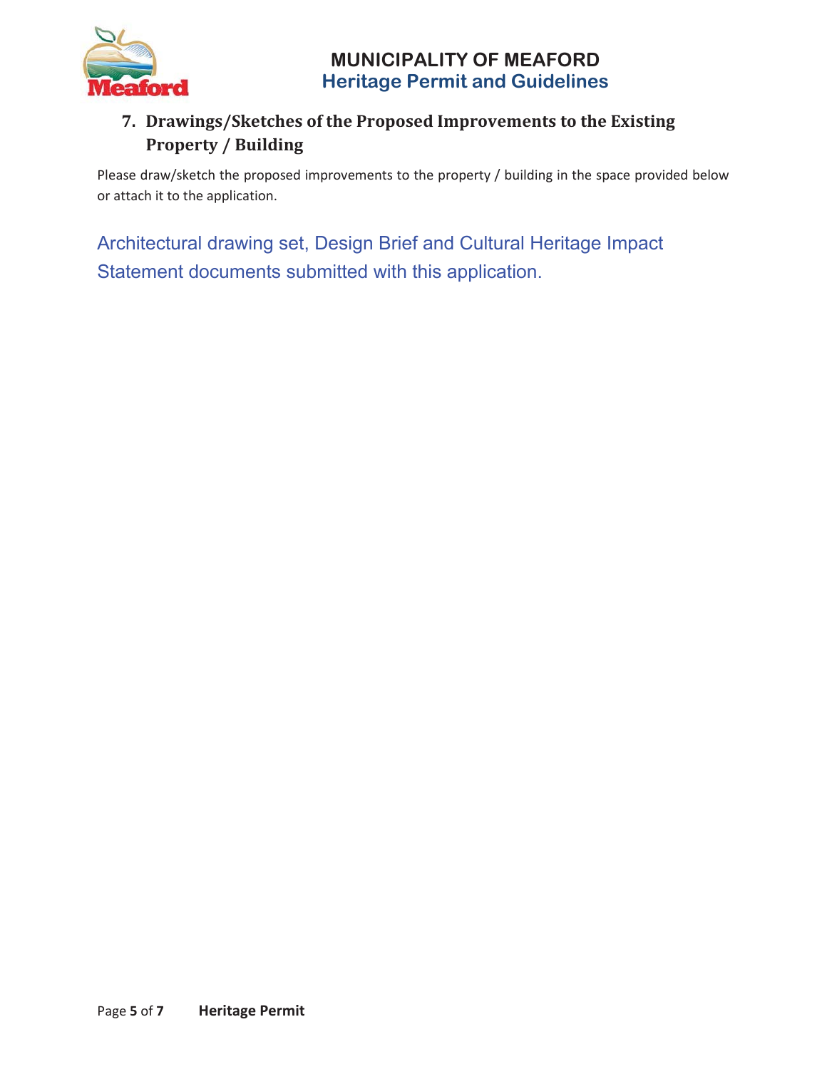## 7. Drawings/Sketches of the Proposed Improvements to the Existing Property / Building

Please draw/sketch the proposed improvements to the property / building in the space provided below or attach it to the application.

Architectural drawing set, Design Brief and Cultural Heritage Impact Statement documents submitted with this application.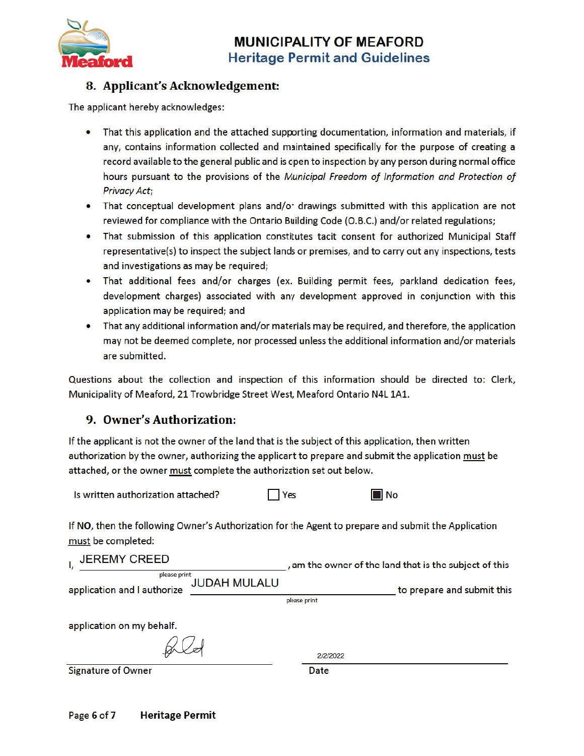## 8. Applicant's Acknowledgement:

The applicant hereby acknowledges:

- That this application and the attached supporting documentation, information and materials, if any, contains information collected and maintained specifically for the purpose of creating a record available to the general public and is open to inspection by any person during normal office hours pursuant to the provisions of the *Municipal Freedom of Information and Protection of Privacy Act*;
- That conceptual development plans and/or drawings submitted with this application are not reviewed for compliance with the Ontario Building Code (O.B.C.) and/or related regulations;
- That submission of this application constitutes tacit consent for authorized Municipal Staff representative(s) to inspect the subject lands or premises, and to carry out any inspections, tests and investigations as may be required;
- That additional fees and/or charges (ex. Building permit fees, parkland dedication fees, development charges) associated with any development approved in conjunction with this application may be required; and
- That any additional information and/or materials may be required, and therefore, the application may not be deemed complete, nor processed unless the additional information and/or materials are submitted.

Questions about the collection and inspection of this information should be directed to: Clerk, Municipality of Meaford, 21 Trowbridge Street West, Meaford Ontario N4L 1A1.

## 9. Owner's Authorization:

If the applicant is not the owner of the land that is the subject of this application, then written authorization by the owner, authorizing the applicant to prepare and submit the application <u>must</u> be attached, or the owner <u>must</u> complete the authorization set out below.

Is written authorization attached? ☐ Yes ☒ No

If **NO**, then the following Owner's Authorization for the Agent to prepare and submit the Application <u>must</u> be completed:

I, JEREMY CREED (please print), am the owner of the land that is the subject of this application and I authorize JUDAH MULALU (please print) to prepare and submit this application on my behalf.

[Signature] 2/2/2022

Signature of Owner Date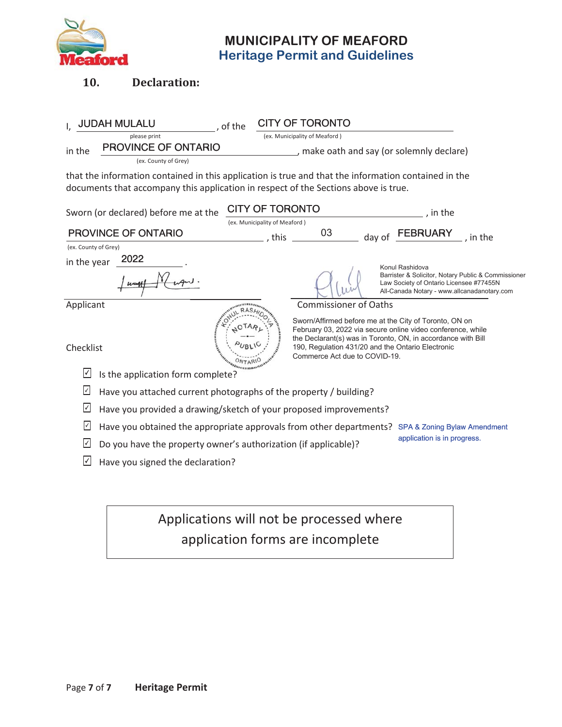**MUNICIPALITY OF MEAFORD**
**Heritage Permit and Guidelines**

## 10. Declaration:

I, JUDAH MULALU (please print), of the CITY OF TORONTO (ex. Municipality of Meaford) in the PROVINCE OF ONTARIO (ex. County of Grey), make oath and say (or solemnly declare)

that the information contained in this application is true and that the information contained in the documents that accompany this application in respect of the Sections above is true.

Sworn (or declared) before me at the CITY OF TORONTO (ex. Municipality of Meaford), in the PROVINCE OF ONTARIO (ex. County of Grey), this 03 day of FEBRUARY, in the year 2022.

[signature]

Applicant

[signature]

Konul Rashidova
Barrister & Solicitor, Notary Public & Commissioner
Law Society of Ontario Licensee #77455N
All-Canada Notary - www.allcanadanotary.com

Commissioner of Oaths

KONUL RASHIDOVA NOTARY PUBLIC ONTARIO

Sworn/Affirmed before me at the City of Toronto, ON on February 03, 2022 via secure online video conference, while the Declarant(s) was in Toronto, ON, in accordance with Bill 190, Regulation 431/20 and the Ontario Electronic Commerce Act due to COVID-19.

Checklist

- ☑ Is the application form complete?
- ☑ Have you attached current photographs of the property / building?
- ☑ Have you provided a drawing/sketch of your proposed improvements?
- ☑ Have you obtained the appropriate approvals from other departments? SPA & Zoning Bylaw Amendment application is in progress.
- ☑ Do you have the property owner's authorization (if applicable)?
- ☑ Have you signed the declaration?

Applications will not be processed where application forms are incomplete